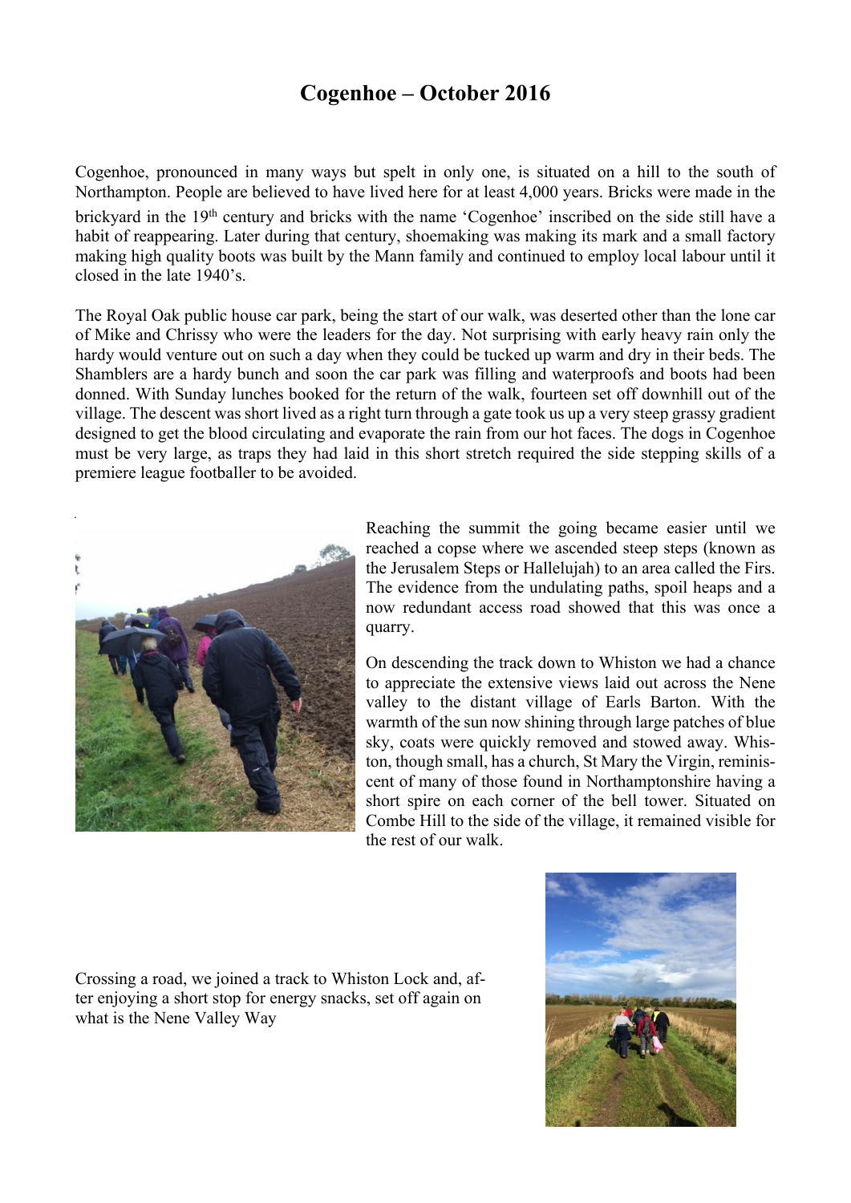# Cogenhoe – October 2016

Cogenhoe, pronounced in many ways but spelt in only one, is situated on a hill to the south of Northampton. People are believed to have lived here for at least 4,000 years. Bricks were made in the brickyard in the 19th century and bricks with the name 'Cogenhoe' inscribed on the side still have a habit of reappearing. Later during that century, shoemaking was making its mark and a small factory making high quality boots was built by the Mann family and continued to employ local labour until it closed in the late 1940's.

The Royal Oak public house car park, being the start of our walk, was deserted other than the lone car of Mike and Chrissy who were the leaders for the day. Not surprising with early heavy rain only the hardy would venture out on such a day when they could be tucked up warm and dry in their beds. The Shamblers are a hardy bunch and soon the car park was filling and waterproofs and boots had been donned. With Sunday lunches booked for the return of the walk, fourteen set off downhill out of the village. The descent was short lived as a right turn through a gate took us up a very steep grassy gradient designed to get the blood circulating and evaporate the rain from our hot faces. The dogs in Cogenhoe must be very large, as traps they had laid in this short stretch required the side stepping skills of a premiere league footballer to be avoided.

Reaching the summit the going became easier until we reached a copse where we ascended steep steps (known as the Jerusalem Steps or Hallelujah) to an area called the Firs. The evidence from the undulating paths, spoil heaps and a now redundant access road showed that this was once a quarry.

On descending the track down to Whiston we had a chance to appreciate the extensive views laid out across the Nene valley to the distant village of Earls Barton. With the warmth of the sun now shining through large patches of blue sky, coats were quickly removed and stowed away. Whiston, though small, has a church, St Mary the Virgin, reminiscent of many of those found in Northamptonshire having a short spire on each corner of the bell tower. Situated on Combe Hill to the side of the village, it remained visible for the rest of our walk.

Crossing a road, we joined a track to Whiston Lock and, after enjoying a short stop for energy snacks, set off again on what is the Nene Valley Way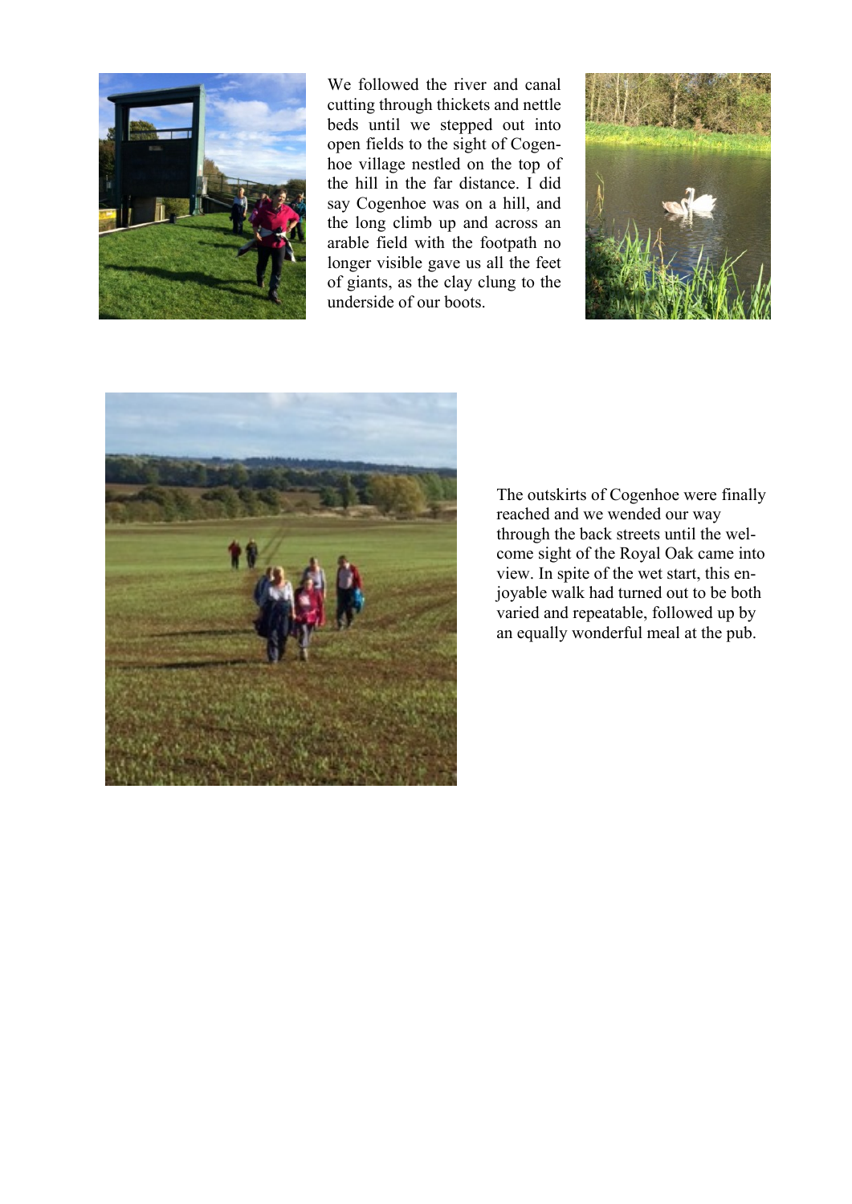We followed the river and canal cutting through thickets and nettle beds until we stepped out into open fields to the sight of Cogenhoe village nestled on the top of the hill in the far distance. I did say Cogenhoe was on a hill, and the long climb up and across an arable field with the footpath no longer visible gave us all the feet of giants, as the clay clung to the underside of our boots.

The outskirts of Cogenhoe were finally reached and we wended our way through the back streets until the welcome sight of the Royal Oak came into view. In spite of the wet start, this enjoyable walk had turned out to be both varied and repeatable, followed up by an equally wonderful meal at the pub.